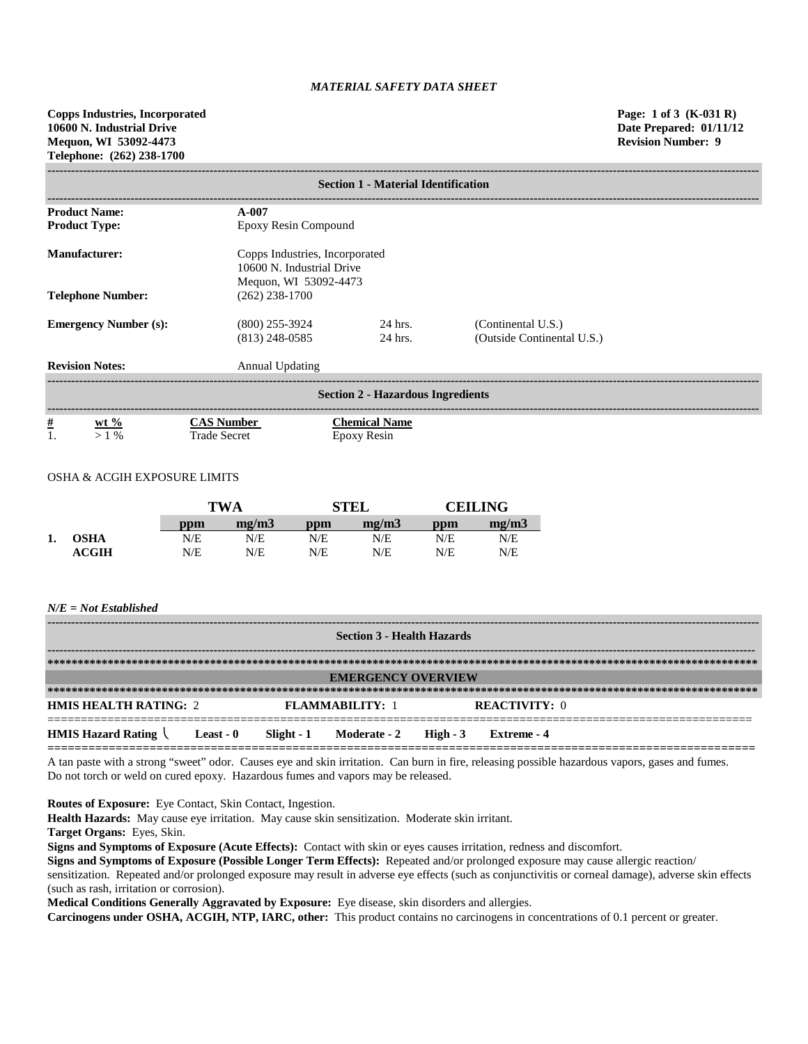*MATERIAL SAFETY DATA SHEET*

**Copps Industries, Incorporated**
**10600 N. Industrial Drive**
**Mequon, WI 53092-4473**
**Telephone: (262) 238-1700**

**Page: 1 of 3 (K-031 R)**
**Date Prepared: 01/11/12**
**Revision Number: 9**

## Section 1 - Material Identification

| | | | |
|---|---|---|---|
| **Product Name:** | **A-007** | | |
| **Product Type:** | Epoxy Resin Compound | | |
| **Manufacturer:** | Copps Industries, Incorporated<br>10600 N. Industrial Drive<br>Mequon, WI 53092-4473 | | |
| **Telephone Number:** | (262) 238-1700 | | |
| **Emergency Number (s):** | (800) 255-3924<br>(813) 248-0585 | 24 hrs.<br>24 hrs. | (Continental U.S.)<br>(Outside Continental U.S.) |
| **Revision Notes:** | Annual Updating | | |

## Section 2 - Hazardous Ingredients

| # | wt % | CAS Number | Chemical Name |
|---|---|---|---|
| 1. | > 1 % | Trade Secret | Epoxy Resin |

OSHA & ACGIH EXPOSURE LIMITS

| | | TWA | | STEL | | CEILING | |
|---|---|---|---|---|---|---|---|
| | | ppm | mg/m3 | ppm | mg/m3 | ppm | mg/m3 |
| 1. | **OSHA** | N/E | N/E | N/E | N/E | N/E | N/E |
| | **ACGIH** | N/E | N/E | N/E | N/E | N/E | N/E |

***N/E = Not Established***

## Section 3 - Health Hazards

**EMERGENCY OVERVIEW**

**HMIS HEALTH RATING:** 2 **FLAMMABILITY:** 1 **REACTIVITY:** 0

**HMIS Hazard Rating** \ **Least - 0** **Slight - 1** **Moderate - 2** **High - 3** **Extreme - 4**

A tan paste with a strong "sweet" odor. Causes eye and skin irritation. Can burn in fire, releasing possible hazardous vapors, gases and fumes. Do not torch or weld on cured epoxy. Hazardous fumes and vapors may be released.

**Routes of Exposure:** Eye Contact, Skin Contact, Ingestion.
**Health Hazards:** May cause eye irritation. May cause skin sensitization. Moderate skin irritant.
**Target Organs:** Eyes, Skin.
**Signs and Symptoms of Exposure (Acute Effects):** Contact with skin or eyes causes irritation, redness and discomfort.
**Signs and Symptoms of Exposure (Possible Longer Term Effects):** Repeated and/or prolonged exposure may cause allergic reaction/ sensitization. Repeated and/or prolonged exposure may result in adverse eye effects (such as conjunctivitis or corneal damage), adverse skin effects (such as rash, irritation or corrosion).
**Medical Conditions Generally Aggravated by Exposure:** Eye disease, skin disorders and allergies.
**Carcinogens under OSHA, ACGIH, NTP, IARC, other:** This product contains no carcinogens in concentrations of 0.1 percent or greater.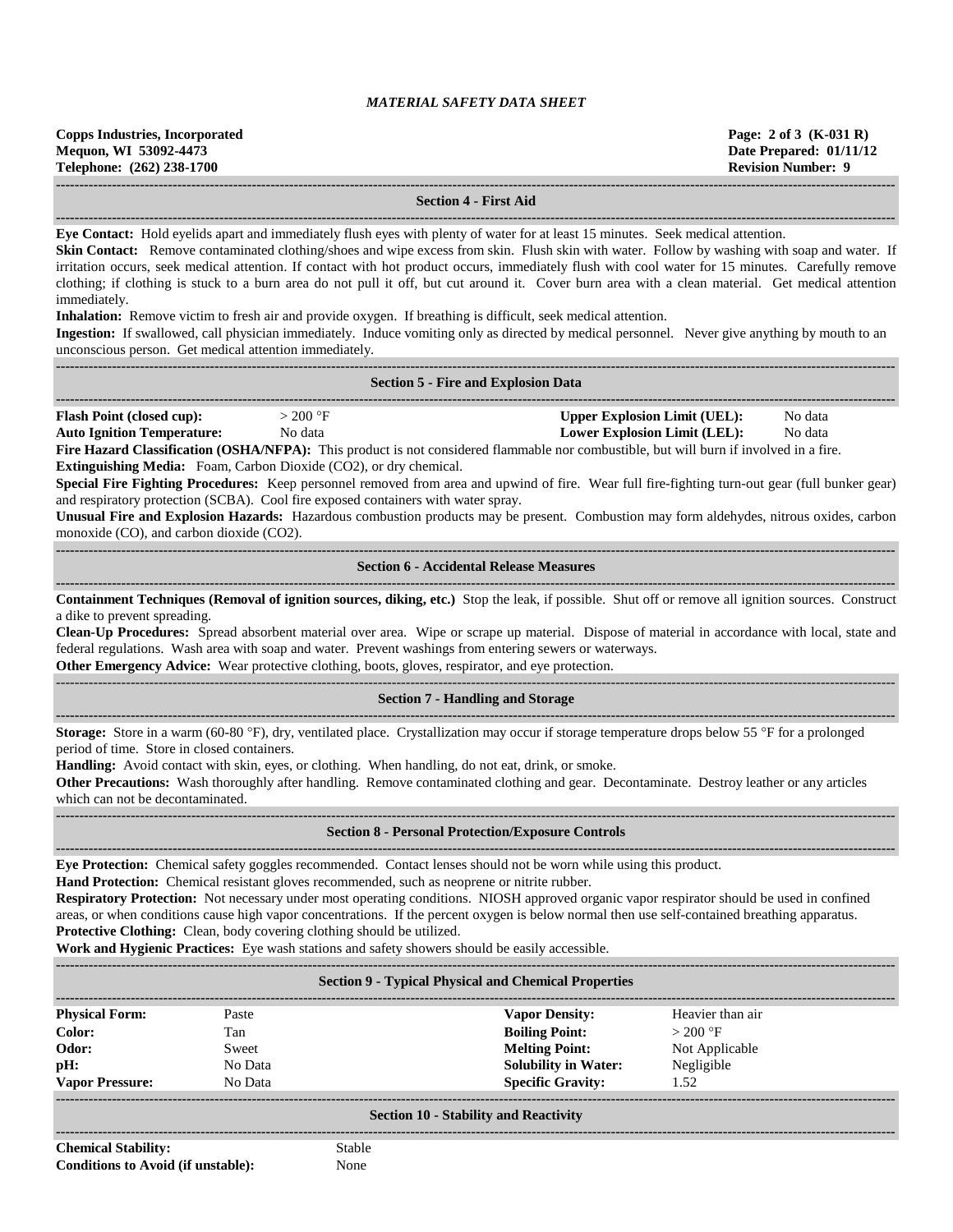## Section 4 - First Aid

**Eye Contact:** Hold eyelids apart and immediately flush eyes with plenty of water for at least 15 minutes. Seek medical attention.

**Skin Contact:** Remove contaminated clothing/shoes and wipe excess from skin. Flush skin with water. Follow by washing with soap and water. If irritation occurs, seek medical attention. If contact with hot product occurs, immediately flush with cool water for 15 minutes. Carefully remove clothing; if clothing is stuck to a burn area do not pull it off, but cut around it. Cover burn area with a clean material. Get medical attention immediately.

**Inhalation:** Remove victim to fresh air and provide oxygen. If breathing is difficult, seek medical attention.

**Ingestion:** If swallowed, call physician immediately. Induce vomiting only as directed by medical personnel. Never give anything by mouth to an unconscious person. Get medical attention immediately.

## Section 5 - Fire and Explosion Data

| | | | |
|---|---|---|---|
| **Flash Point (closed cup):** | > 200 °F | **Upper Explosion Limit (UEL):** | No data |
| **Auto Ignition Temperature:** | No data | **Lower Explosion Limit (LEL):** | No data |

**Fire Hazard Classification (OSHA/NFPA):** This product is not considered flammable nor combustible, but will burn if involved in a fire.

**Extinguishing Media:** Foam, Carbon Dioxide ($CO_2$), or dry chemical.

**Special Fire Fighting Procedures:** Keep personnel removed from area and upwind of fire. Wear full fire-fighting turn-out gear (full bunker gear) and respiratory protection (SCBA). Cool fire exposed containers with water spray.

**Unusual Fire and Explosion Hazards:** Hazardous combustion products may be present. Combustion may form aldehydes, nitrous oxides, carbon monoxide (CO), and carbon dioxide ($CO_2$).

## Section 6 - Accidental Release Measures

**Containment Techniques (Removal of ignition sources, diking, etc.)** Stop the leak, if possible. Shut off or remove all ignition sources. Construct a dike to prevent spreading.

**Clean-Up Procedures:** Spread absorbent material over area. Wipe or scrape up material. Dispose of material in accordance with local, state and federal regulations. Wash area with soap and water. Prevent washings from entering sewers or waterways.

**Other Emergency Advice:** Wear protective clothing, boots, gloves, respirator, and eye protection.

## Section 7 - Handling and Storage

**Storage:** Store in a warm (60-80 °F), dry, ventilated place. Crystallization may occur if storage temperature drops below 55 °F for a prolonged period of time. Store in closed containers.

**Handling:** Avoid contact with skin, eyes, or clothing. When handling, do not eat, drink, or smoke.

**Other Precautions:** Wash thoroughly after handling. Remove contaminated clothing and gear. Decontaminate. Destroy leather or any articles which can not be decontaminated.

## Section 8 - Personal Protection/Exposure Controls

**Eye Protection:** Chemical safety goggles recommended. Contact lenses should not be worn while using this product.

**Hand Protection:** Chemical resistant gloves recommended, such as neoprene or nitrite rubber.

**Respiratory Protection:** Not necessary under most operating conditions. NIOSH approved organic vapor respirator should be used in confined areas, or when conditions cause high vapor concentrations. If the percent oxygen is below normal then use self-contained breathing apparatus.

**Protective Clothing:** Clean, body covering clothing should be utilized.

**Work and Hygienic Practices:** Eye wash stations and safety showers should be easily accessible.

## Section 9 - Typical Physical and Chemical Properties

| | | | |
|---|---|---|---|
| **Physical Form:** | Paste | **Vapor Density:** | Heavier than air |
| **Color:** | Tan | **Boiling Point:** | > 200 °F |
| **Odor:** | Sweet | **Melting Point:** | Not Applicable |
| **pH:** | No Data | **Solubility in Water:** | Negligible |
| **Vapor Pressure:** | No Data | **Specific Gravity:** | 1.52 |

## Section 10 - Stability and Reactivity

| | |
|---|---|
| **Chemical Stability:** | Stable |
| **Conditions to Avoid (if unstable):** | None |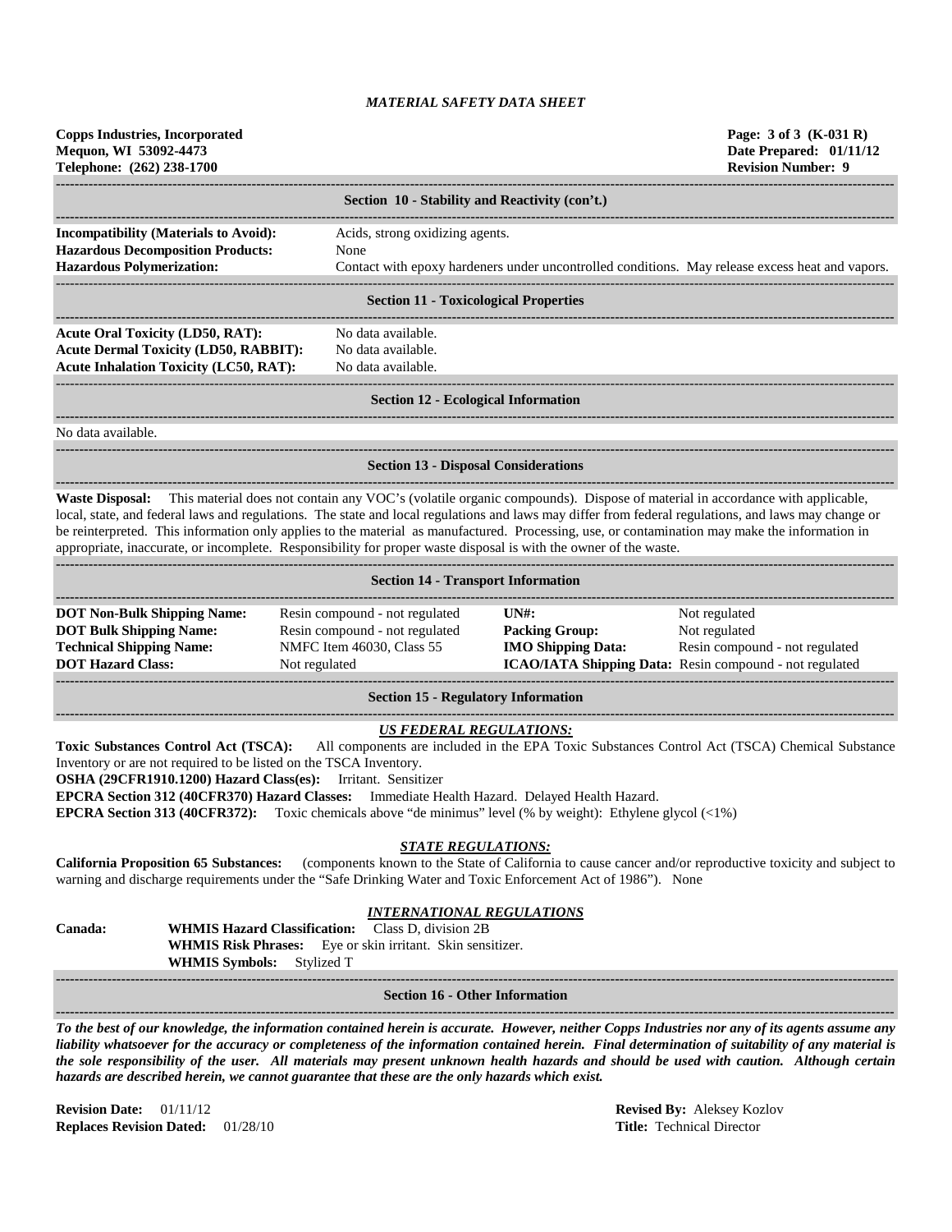## Section 10 - Stability and Reactivity (con't.)

**Incompatibility (Materials to Avoid):** Acids, strong oxidizing agents.
**Hazardous Decomposition Products:** None
**Hazardous Polymerization:** Contact with epoxy hardeners under uncontrolled conditions. May release excess heat and vapors.

## Section 11 - Toxicological Properties

**Acute Oral Toxicity (LD50, RAT):** No data available.
**Acute Dermal Toxicity (LD50, RABBIT):** No data available.
**Acute Inhalation Toxicity (LC50, RAT):** No data available.

## Section 12 - Ecological Information

No data available.

## Section 13 - Disposal Considerations

**Waste Disposal:** This material does not contain any VOC's (volatile organic compounds). Dispose of material in accordance with applicable, local, state, and federal laws and regulations. The state and local regulations and laws may differ from federal regulations, and laws may change or be reinterpreted. This information only applies to the material as manufactured. Processing, use, or contamination may make the information in appropriate, inaccurate, or incomplete. Responsibility for proper waste disposal is with the owner of the waste.

## Section 14 - Transport Information

| | | | |
|---|---|---|---|
| **DOT Non-Bulk Shipping Name:** | Resin compound - not regulated | **UN#:** | Not regulated |
| **DOT Bulk Shipping Name:** | Resin compound - not regulated | **Packing Group:** | Not regulated |
| **Technical Shipping Name:** | NMFC Item 46030, Class 55 | **IMO Shipping Data:** | Resin compound - not regulated |
| **DOT Hazard Class:** | Not regulated | **ICAO/IATA Shipping Data:** | Resin compound - not regulated |

## Section 15 - Regulatory Information

### *US FEDERAL REGULATIONS:*

**Toxic Substances Control Act (TSCA):** All components are included in the EPA Toxic Substances Control Act (TSCA) Chemical Substance Inventory or are not required to be listed on the TSCA Inventory.
**OSHA (29CFR1910.1200) Hazard Class(es):** Irritant. Sensitizer
**EPCRA Section 312 (40CFR370) Hazard Classes:** Immediate Health Hazard. Delayed Health Hazard.
**EPCRA Section 313 (40CFR372):** Toxic chemicals above "de minimus" level (% by weight): Ethylene glycol (<1%)

### *STATE REGULATIONS:*

**California Proposition 65 Substances:** (components known to the State of California to cause cancer and/or reproductive toxicity and subject to warning and discharge requirements under the "Safe Drinking Water and Toxic Enforcement Act of 1986"). None

### *INTERNATIONAL REGULATIONS*

**Canada:**
**WHMIS Hazard Classification:** Class D, division 2B
**WHMIS Risk Phrases:** Eye or skin irritant. Skin sensitizer.
**WHMIS Symbols:** Stylized T

## Section 16 - Other Information

***To the best of our knowledge, the information contained herein is accurate. However, neither Copps Industries nor any of its agents assume any liability whatsoever for the accuracy or completeness of the information contained herein. Final determination of suitability of any material is the sole responsibility of the user. All materials may present unknown health hazards and should be used with caution. Although certain hazards are described herein, we cannot guarantee that these are the only hazards which exist.***

**Revision Date:** 01/11/12
**Replaces Revision Dated:** 01/28/10

**Revised By:** Aleksey Kozlov
**Title:** Technical Director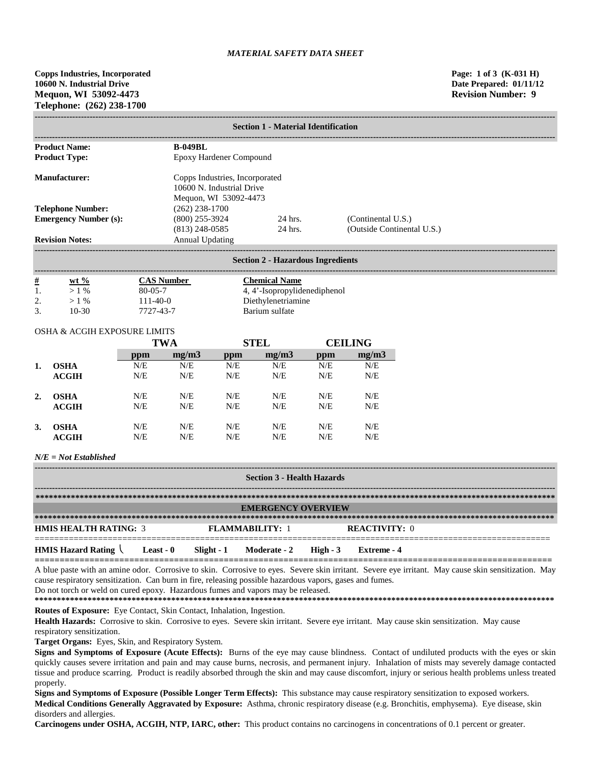*MATERIAL SAFETY DATA SHEET*

**Copps Industries, Incorporated**
**10600 N. Industrial Drive**
**Mequon, WI 53092-4473**
**Telephone: (262) 238-1700**

**Page: 1 of 3 (K-031 H)**
**Date Prepared: 01/11/12**
**Revision Number: 9**

## Section 1 - Material Identification

| | | | |
|---|---|---|---|
| **Product Name:** | **B-049BL** | | |
| **Product Type:** | Epoxy Hardener Compound | | |
| **Manufacturer:** | Copps Industries, Incorporated<br>10600 N. Industrial Drive<br>Mequon, WI 53092-4473 | | |
| **Telephone Number:** | (262) 238-1700 | | |
| **Emergency Number (s):** | (800) 255-3924 | 24 hrs. | (Continental U.S.) |
| | (813) 248-0585 | 24 hrs. | (Outside Continental U.S.) |
| **Revision Notes:** | Annual Updating | | |

## Section 2 - Hazardous Ingredients

| # | wt % | CAS Number | Chemical Name |
|---|---|---|---|
| 1. | > 1 % | 80-05-7 | 4, 4'-Isopropylidenediphenol |
| 2. | > 1 % | 111-40-0 | Diethylenetriamine |
| 3. | 10-30 | 7727-43-7 | Barium sulfate |

OSHA & ACGIH EXPOSURE LIMITS

| | | TWA | | STEL | | CEILING | |
|---|---|---|---|---|---|---|---|
| | | ppm | mg/m3 | ppm | mg/m3 | ppm | mg/m3 |
| **1.** | **OSHA** | N/E | N/E | N/E | N/E | N/E | N/E |
| | **ACGIH** | N/E | N/E | N/E | N/E | N/E | N/E |
| **2.** | **OSHA** | N/E | N/E | N/E | N/E | N/E | N/E |
| | **ACGIH** | N/E | N/E | N/E | N/E | N/E | N/E |
| **3.** | **OSHA** | N/E | N/E | N/E | N/E | N/E | N/E |
| | **ACGIH** | N/E | N/E | N/E | N/E | N/E | N/E |

***N/E = Not Established***

## Section 3 - Health Hazards

### EMERGENCY OVERVIEW

**HMIS HEALTH RATING:** 3 **FLAMMABILITY:** 1 **REACTIVITY:** 0

**HMIS Hazard Rating** **Least - 0** **Slight - 1** **Moderate - 2** **High - 3** **Extreme - 4**

A blue paste with an amine odor. Corrosive to skin. Corrosive to eyes. Severe skin irritant. Severe eye irritant. May cause skin sensitization. May cause respiratory sensitization. Can burn in fire, releasing possible hazardous vapors, gases and fumes.
Do not torch or weld on cured epoxy. Hazardous fumes and vapors may be released.

**Routes of Exposure:** Eye Contact, Skin Contact, Inhalation, Ingestion.

**Health Hazards:** Corrosive to skin. Corrosive to eyes. Severe skin irritant. Severe eye irritant. May cause skin sensitization. May cause respiratory sensitization.

**Target Organs:** Eyes, Skin, and Respiratory System.

**Signs and Symptoms of Exposure (Acute Effects):** Burns of the eye may cause blindness. Contact of undiluted products with the eyes or skin quickly causes severe irritation and pain and may cause burns, necrosis, and permanent injury. Inhalation of mists may severely damage contacted tissue and produce scarring. Product is readily absorbed through the skin and may cause discomfort, injury or serious health problems unless treated properly.

**Signs and Symptoms of Exposure (Possible Longer Term Effects):** This substance may cause respiratory sensitization to exposed workers.

**Medical Conditions Generally Aggravated by Exposure:** Asthma, chronic respiratory disease (e.g. Bronchitis, emphysema). Eye disease, skin disorders and allergies.

**Carcinogens under OSHA, ACGIH, NTP, IARC, other:** This product contains no carcinogens in concentrations of 0.1 percent or greater.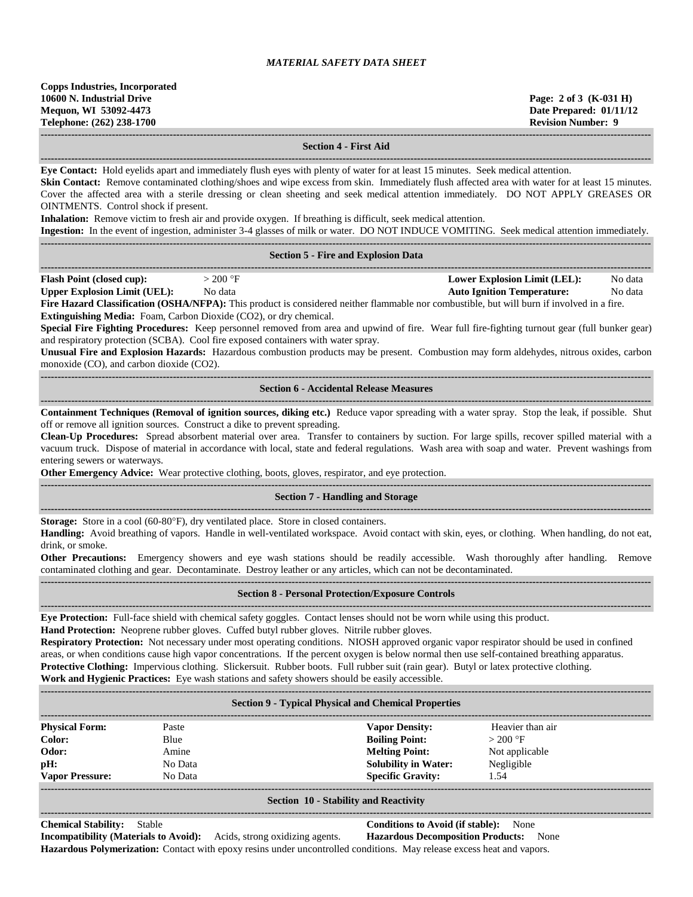*MATERIAL SAFETY DATA SHEET*

**Copps Industries, Incorporated**
**10600 N. Industrial Drive**
**Mequon, WI 53092-4473**
**Telephone: (262) 238-1700**

**Page: 2 of 3 (K-031 H)**
**Date Prepared: 01/11/12**
**Revision Number: 9**

## Section 4 - First Aid

**Eye Contact:** Hold eyelids apart and immediately flush eyes with plenty of water for at least 15 minutes. Seek medical attention.
**Skin Contact:** Remove contaminated clothing/shoes and wipe excess from skin. Immediately flush affected area with water for at least 15 minutes. Cover the affected area with a sterile dressing or clean sheeting and seek medical attention immediately. DO NOT APPLY GREASES OR OINTMENTS. Control shock if present.
**Inhalation:** Remove victim to fresh air and provide oxygen. If breathing is difficult, seek medical attention.
**Ingestion:** In the event of ingestion, administer 3-4 glasses of milk or water. DO NOT INDUCE VOMITING. Seek medical attention immediately.

## Section 5 - Fire and Explosion Data

| | | | |
|---|---|---|---|
| **Flash Point (closed cup):** | > 200 °F | **Lower Explosion Limit (LEL):** | No data |
| **Upper Explosion Limit (UEL):** | No data | **Auto Ignition Temperature:** | No data |

**Fire Hazard Classification (OSHA/NFPA):** This product is considered neither flammable nor combustible, but will burn if involved in a fire.
**Extinguishing Media:** Foam, Carbon Dioxide ($CO_2$), or dry chemical.
**Special Fire Fighting Procedures:** Keep personnel removed from area and upwind of fire. Wear full fire-fighting turnout gear (full bunker gear) and respiratory protection (SCBA). Cool fire exposed containers with water spray.
**Unusual Fire and Explosion Hazards:** Hazardous combustion products may be present. Combustion may form aldehydes, nitrous oxides, carbon monoxide (CO), and carbon dioxide ($CO_2$).

## Section 6 - Accidental Release Measures

**Containment Techniques (Removal of ignition sources, diking etc.)** Reduce vapor spreading with a water spray. Stop the leak, if possible. Shut off or remove all ignition sources. Construct a dike to prevent spreading.
**Clean-Up Procedures:** Spread absorbent material over area. Transfer to containers by suction. For large spills, recover spilled material with a vacuum truck. Dispose of material in accordance with local, state and federal regulations. Wash area with soap and water. Prevent washings from entering sewers or waterways.
**Other Emergency Advice:** Wear protective clothing, boots, gloves, respirator, and eye protection.

## Section 7 - Handling and Storage

**Storage:** Store in a cool (60-80°F), dry ventilated place. Store in closed containers.
**Handling:** Avoid breathing of vapors. Handle in well-ventilated workspace. Avoid contact with skin, eyes, or clothing. When handling, do not eat, drink, or smoke.
**Other Precautions:** Emergency showers and eye wash stations should be readily accessible. Wash thoroughly after handling. Remove contaminated clothing and gear. Decontaminate. Destroy leather or any articles, which can not be decontaminated.

## Section 8 - Personal Protection/Exposure Controls

**Eye Protection:** Full-face shield with chemical safety goggles. Contact lenses should not be worn while using this product.
**Hand Protection:** Neoprene rubber gloves. Cuffed butyl rubber gloves. Nitrile rubber gloves.
**Respiratory Protection:** Not necessary under most operating conditions. NIOSH approved organic vapor respirator should be used in confined areas, or when conditions cause high vapor concentrations. If the percent oxygen is below normal then use self-contained breathing apparatus.
**Protective Clothing:** Impervious clothing. Slickersuit. Rubber boots. Full rubber suit (rain gear). Butyl or latex protective clothing.
**Work and Hygienic Practices:** Eye wash stations and safety showers should be easily accessible.

## Section 9 - Typical Physical and Chemical Properties

| | | | |
|---|---|---|---|
| **Physical Form:** | Paste | **Vapor Density:** | Heavier than air |
| **Color:** | Blue | **Boiling Point:** | > 200 °F |
| **Odor:** | Amine | **Melting Point:** | Not applicable |
| **pH:** | No Data | **Solubility in Water:** | Negligible |
| **Vapor Pressure:** | No Data | **Specific Gravity:** | 1.54 |

## Section 10 - Stability and Reactivity

**Chemical Stability:** Stable
**Conditions to Avoid (if stable):** None
**Incompatibility (Materials to Avoid):** Acids, strong oxidizing agents.
**Hazardous Decomposition Products:** None
**Hazardous Polymerization:** Contact with epoxy resins under uncontrolled conditions. May release excess heat and vapors.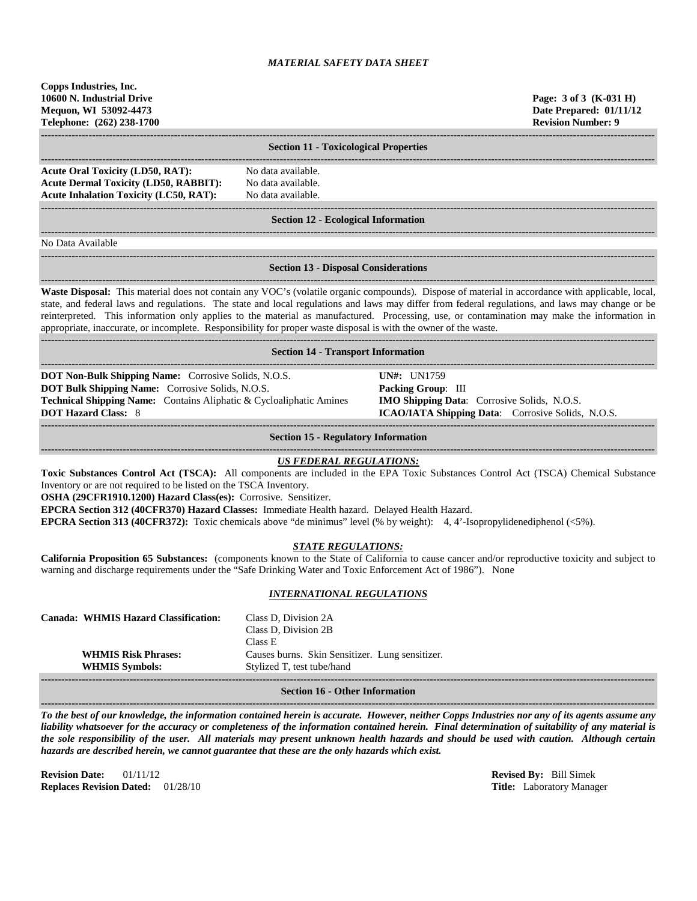## Section 11 - Toxicological Properties

**Acute Oral Toxicity (LD50, RAT):** No data available.
**Acute Dermal Toxicity (LD50, RABBIT):** No data available.
**Acute Inhalation Toxicity (LC50, RAT):** No data available.

## Section 12 - Ecological Information

No Data Available

## Section 13 - Disposal Considerations

**Waste Disposal:** This material does not contain any VOC's (volatile organic compounds). Dispose of material in accordance with applicable, local, state, and federal laws and regulations. The state and local regulations and laws may differ from federal regulations, and laws may change or be reinterpreted. This information only applies to the material as manufactured. Processing, use, or contamination may make the information in appropriate, inaccurate, or incomplete. Responsibility for proper waste disposal is with the owner of the waste.

## Section 14 - Transport Information

**DOT Non-Bulk Shipping Name:** Corrosive Solids, N.O.S.
**DOT Bulk Shipping Name:** Corrosive Solids, N.O.S.
**Technical Shipping Name:** Contains Aliphatic & Cycloaliphatic Amines
**DOT Hazard Class:** 8
**UN#:** UN1759
**Packing Group**: III
**IMO Shipping Data**: Corrosive Solids, N.O.S.
**ICAO/IATA Shipping Data**: Corrosive Solids, N.O.S.

## Section 15 - Regulatory Information

### *US FEDERAL REGULATIONS:*

**Toxic Substances Control Act (TSCA):** All components are included in the EPA Toxic Substances Control Act (TSCA) Chemical Substance Inventory or are not required to be listed on the TSCA Inventory.
**OSHA (29CFR1910.1200) Hazard Class(es):** Corrosive. Sensitizer.
**EPCRA Section 312 (40CFR370) Hazard Classes:** Immediate Health hazard. Delayed Health Hazard.
**EPCRA Section 313 (40CFR372):** Toxic chemicals above "de minimus" level (% by weight): 4, 4'-Isopropylidenediphenol (<5%).

### *STATE REGULATIONS:*

**California Proposition 65 Substances:** (components known to the State of California to cause cancer and/or reproductive toxicity and subject to warning and discharge requirements under the "Safe Drinking Water and Toxic Enforcement Act of 1986"). None

### *INTERNATIONAL REGULATIONS*

**Canada: WHMIS Hazard Classification:** Class D, Division 2A
Class D, Division 2B
Class E
**WHMIS Risk Phrases:** Causes burns. Skin Sensitizer. Lung sensitizer.
**WHMIS Symbols:** Stylized T, test tube/hand

## Section 16 - Other Information

***To the best of our knowledge, the information contained herein is accurate. However, neither Copps Industries nor any of its agents assume any liability whatsoever for the accuracy or completeness of the information contained herein. Final determination of suitability of any material is the sole responsibility of the user. All materials may present unknown health hazards and should be used with caution. Although certain hazards are described herein, we cannot guarantee that these are the only hazards which exist.***

**Revision Date:** 01/11/12
**Replaces Revision Dated:** 01/28/10
**Revised By:** Bill Simek
**Title:** Laboratory Manager